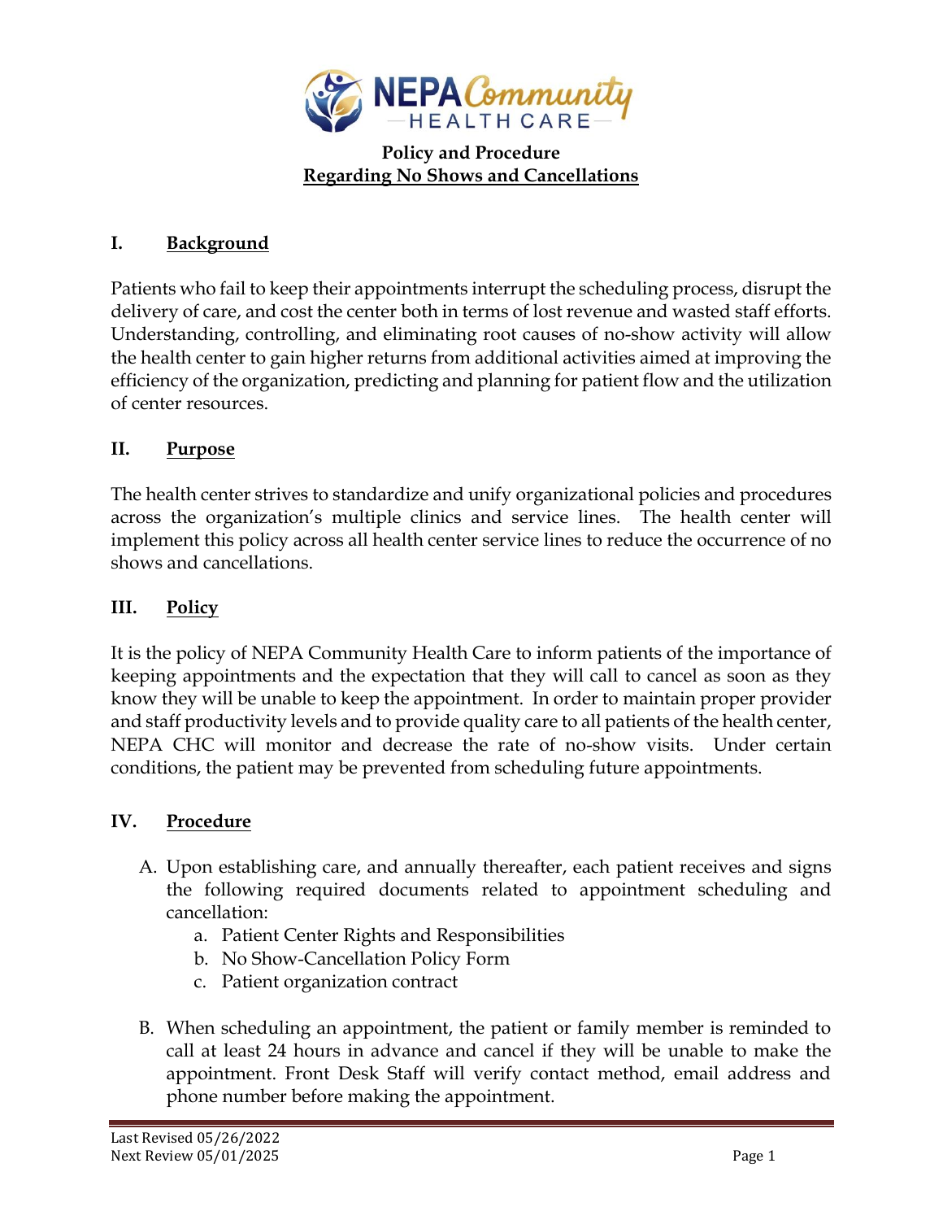# Policy and Procedure
## Regarding No Shows and Cancellations

### I. Background

Patients who fail to keep their appointments interrupt the scheduling process, disrupt the delivery of care, and cost the center both in terms of lost revenue and wasted staff efforts. Understanding, controlling, and eliminating root causes of no-show activity will allow the health center to gain higher returns from additional activities aimed at improving the efficiency of the organization, predicting and planning for patient flow and the utilization of center resources.

### II. Purpose

The health center strives to standardize and unify organizational policies and procedures across the organization's multiple clinics and service lines. The health center will implement this policy across all health center service lines to reduce the occurrence of no shows and cancellations.

### III. Policy

It is the policy of NEPA Community Health Care to inform patients of the importance of keeping appointments and the expectation that they will call to cancel as soon as they know they will be unable to keep the appointment. In order to maintain proper provider and staff productivity levels and to provide quality care to all patients of the health center, NEPA CHC will monitor and decrease the rate of no-show visits. Under certain conditions, the patient may be prevented from scheduling future appointments.

### IV. Procedure

A. Upon establishing care, and annually thereafter, each patient receives and signs the following required documents related to appointment scheduling and cancellation:
   a. Patient Center Rights and Responsibilities
   b. No Show-Cancellation Policy Form
   c. Patient organization contract

B. When scheduling an appointment, the patient or family member is reminded to call at least 24 hours in advance and cancel if they will be unable to make the appointment. Front Desk Staff will verify contact method, email address and phone number before making the appointment.

Last Revised 05/26/2022
Next Review 05/01/2025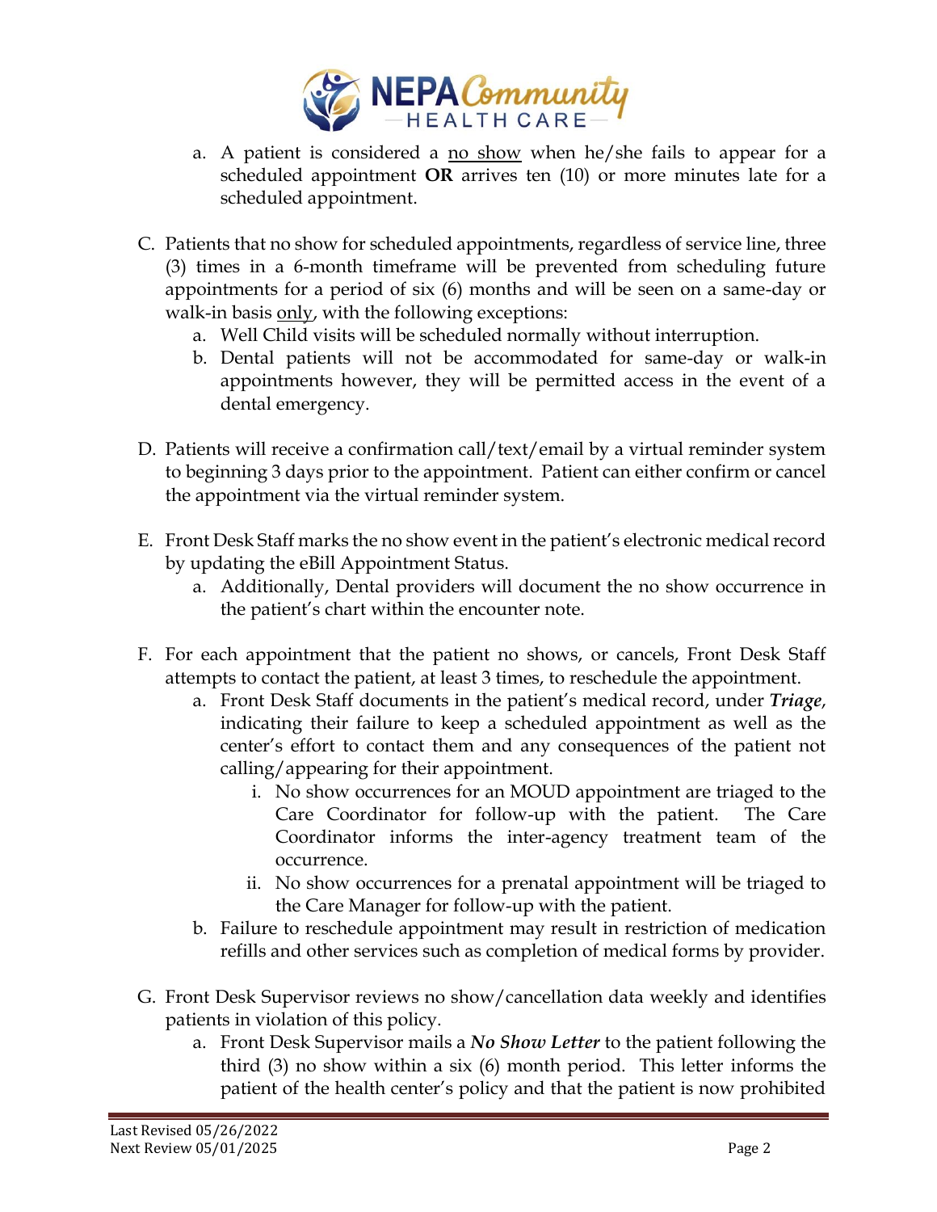a. A patient is considered a <u>no show</u> when he/she fails to appear for a scheduled appointment **OR** arrives ten (10) or more minutes late for a scheduled appointment.

C. Patients that no show for scheduled appointments, regardless of service line, three (3) times in a 6-month timeframe will be prevented from scheduling future appointments for a period of six (6) months and will be seen on a same-day or walk-in basis <u>only</u>, with the following exceptions:
   a. Well Child visits will be scheduled normally without interruption.
   b. Dental patients will not be accommodated for same-day or walk-in appointments however, they will be permitted access in the event of a dental emergency.

D. Patients will receive a confirmation call/text/email by a virtual reminder system to beginning 3 days prior to the appointment. Patient can either confirm or cancel the appointment via the virtual reminder system.

E. Front Desk Staff marks the no show event in the patient's electronic medical record by updating the eBill Appointment Status.
   a. Additionally, Dental providers will document the no show occurrence in the patient's chart within the encounter note.

F. For each appointment that the patient no shows, or cancels, Front Desk Staff attempts to contact the patient, at least 3 times, to reschedule the appointment.
   a. Front Desk Staff documents in the patient's medical record, under ***Triage***, indicating their failure to keep a scheduled appointment as well as the center's effort to contact them and any consequences of the patient not calling/appearing for their appointment.
      i. No show occurrences for an MOUD appointment are triaged to the Care Coordinator for follow-up with the patient. The Care Coordinator informs the inter-agency treatment team of the occurrence.
      ii. No show occurrences for a prenatal appointment will be triaged to the Care Manager for follow-up with the patient.
   b. Failure to reschedule appointment may result in restriction of medication refills and other services such as completion of medical forms by provider.

G. Front Desk Supervisor reviews no show/cancellation data weekly and identifies patients in violation of this policy.
   a. Front Desk Supervisor mails a ***No Show Letter*** to the patient following the third (3) no show within a six (6) month period. This letter informs the patient of the health center's policy and that the patient is now prohibited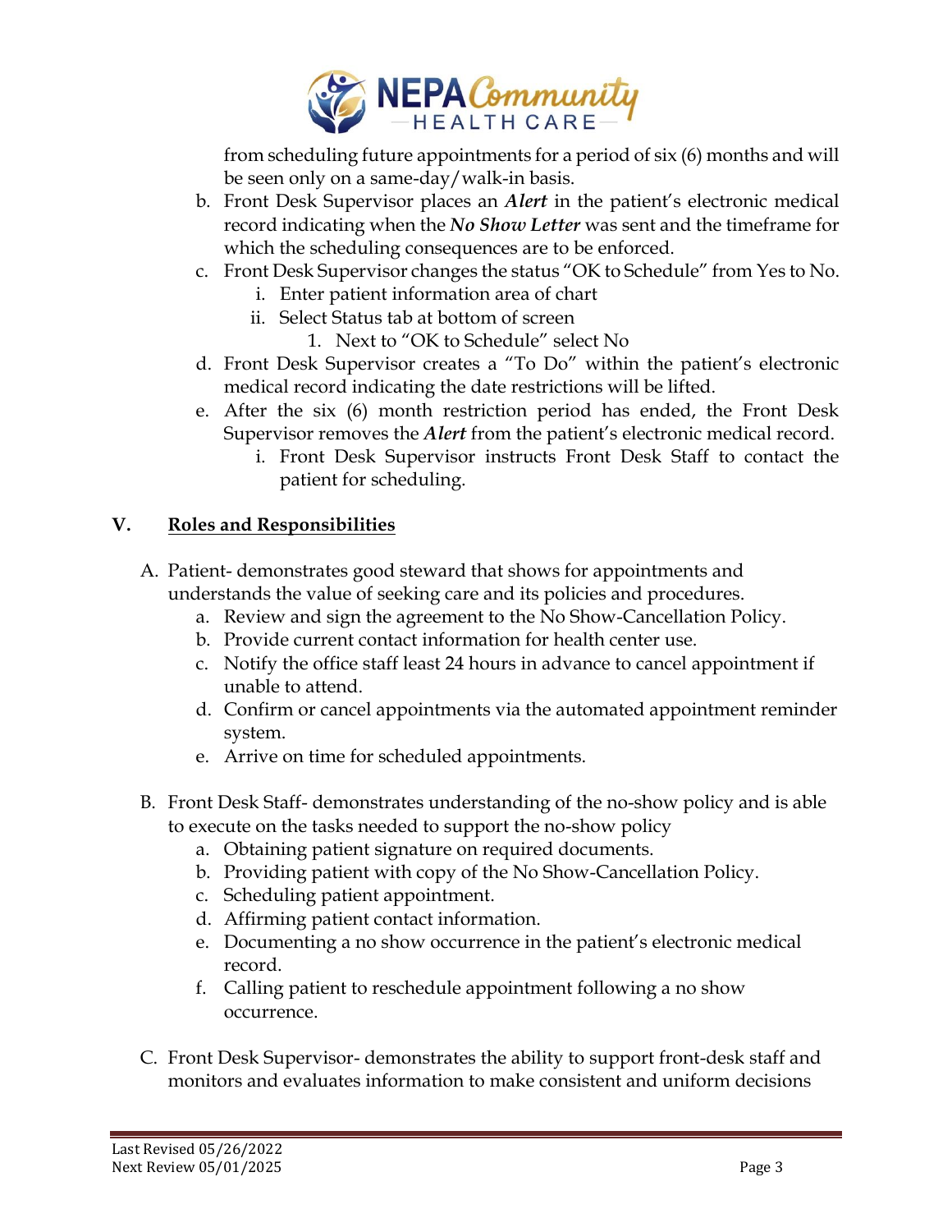from scheduling future appointments for a period of six (6) months and will be seen only on a same-day/walk-in basis.

   b. Front Desk Supervisor places an ***Alert*** in the patient's electronic medical record indicating when the ***No Show Letter*** was sent and the timeframe for which the scheduling consequences are to be enforced.
   c. Front Desk Supervisor changes the status "OK to Schedule" from Yes to No.
      i. Enter patient information area of chart
      ii. Select Status tab at bottom of screen
         1. Next to "OK to Schedule" select No
   d. Front Desk Supervisor creates a "To Do" within the patient's electronic medical record indicating the date restrictions will be lifted.
   e. After the six (6) month restriction period has ended, the Front Desk Supervisor removes the ***Alert*** from the patient's electronic medical record.
      i. Front Desk Supervisor instructs Front Desk Staff to contact the patient for scheduling.

## V. Roles and Responsibilities

A. Patient- demonstrates good steward that shows for appointments and understands the value of seeking care and its policies and procedures.
   a. Review and sign the agreement to the No Show-Cancellation Policy.
   b. Provide current contact information for health center use.
   c. Notify the office staff least 24 hours in advance to cancel appointment if unable to attend.
   d. Confirm or cancel appointments via the automated appointment reminder system.
   e. Arrive on time for scheduled appointments.

B. Front Desk Staff- demonstrates understanding of the no-show policy and is able to execute on the tasks needed to support the no-show policy
   a. Obtaining patient signature on required documents.
   b. Providing patient with copy of the No Show-Cancellation Policy.
   c. Scheduling patient appointment.
   d. Affirming patient contact information.
   e. Documenting a no show occurrence in the patient's electronic medical record.
   f. Calling patient to reschedule appointment following a no show occurrence.

C. Front Desk Supervisor- demonstrates the ability to support front-desk staff and monitors and evaluates information to make consistent and uniform decisions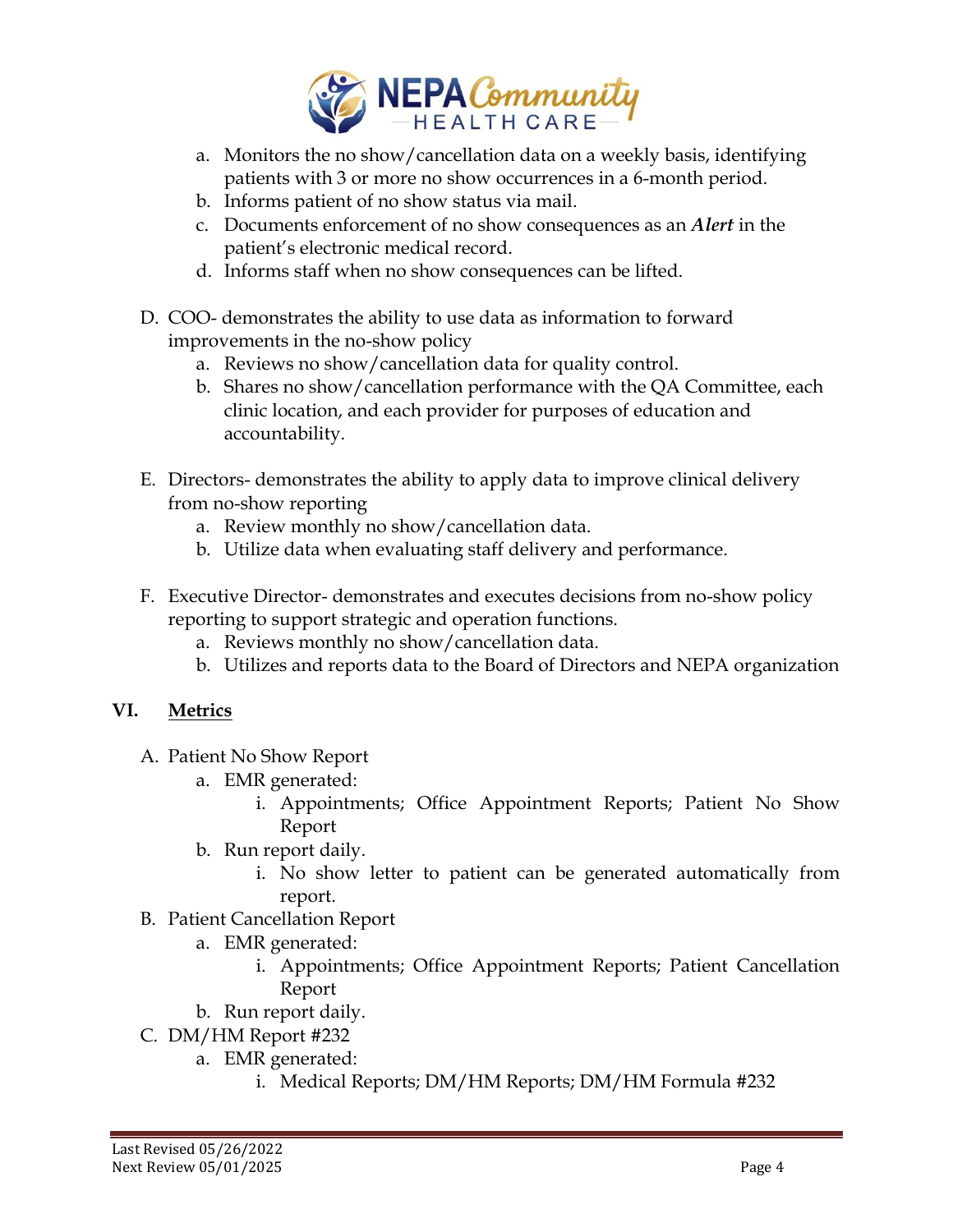a. Monitors the no show/cancellation data on a weekly basis, identifying patients with 3 or more no show occurrences in a 6-month period.
   b. Informs patient of no show status via mail.
   c. Documents enforcement of no show consequences as an ***Alert*** in the patient's electronic medical record.
   d. Informs staff when no show consequences can be lifted.

D. COO- demonstrates the ability to use data as information to forward improvements in the no-show policy
   a. Reviews no show/cancellation data for quality control.
   b. Shares no show/cancellation performance with the QA Committee, each clinic location, and each provider for purposes of education and accountability.

E. Directors- demonstrates the ability to apply data to improve clinical delivery from no-show reporting
   a. Review monthly no show/cancellation data.
   b. Utilize data when evaluating staff delivery and performance.

F. Executive Director- demonstrates and executes decisions from no-show policy reporting to support strategic and operation functions.
   a. Reviews monthly no show/cancellation data.
   b. Utilizes and reports data to the Board of Directors and NEPA organization

## VI. <u>Metrics</u>

A. Patient No Show Report
   a. EMR generated:
      i. Appointments; Office Appointment Reports; Patient No Show Report
   b. Run report daily.
      i. No show letter to patient can be generated automatically from report.

B. Patient Cancellation Report
   a. EMR generated:
      i. Appointments; Office Appointment Reports; Patient Cancellation Report
   b. Run report daily.

C. DM/HM Report #232
   a. EMR generated:
      i. Medical Reports; DM/HM Reports; DM/HM Formula #232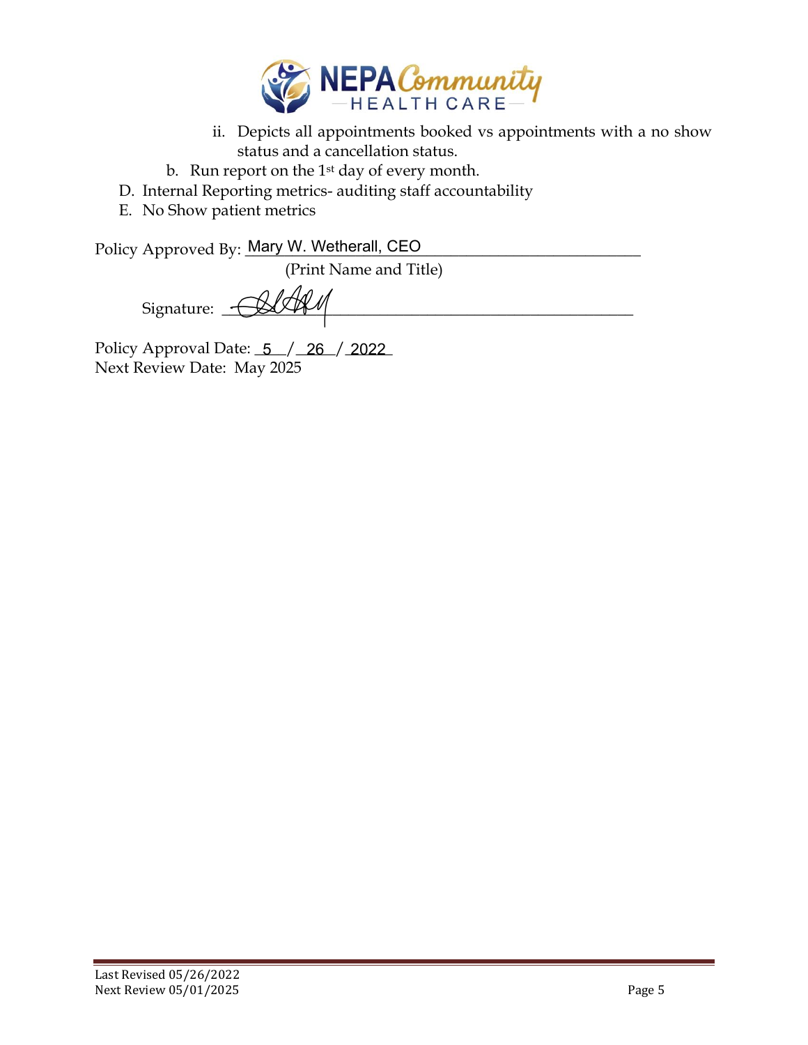ii. Depicts all appointments booked vs appointments with a no show status and a cancellation status.

b. Run report on the 1st day of every month.

D. Internal Reporting metrics- auditing staff accountability

E. No Show patient metrics

Policy Approved By: Mary W. Wetherall, CEO
(Print Name and Title)

Signature: ____________________

Policy Approval Date: 5 / 26 / 2022
Next Review Date: May 2025